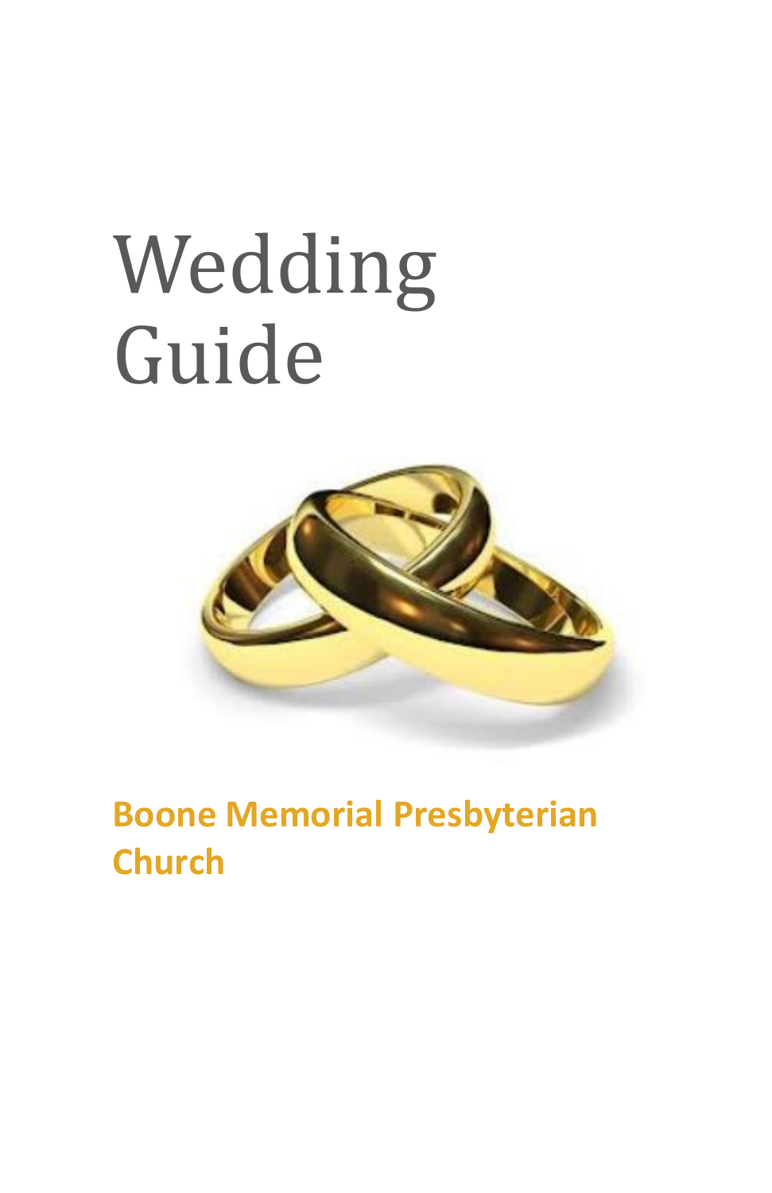# Wedding Guide

**Boone Memorial Presbyterian Church**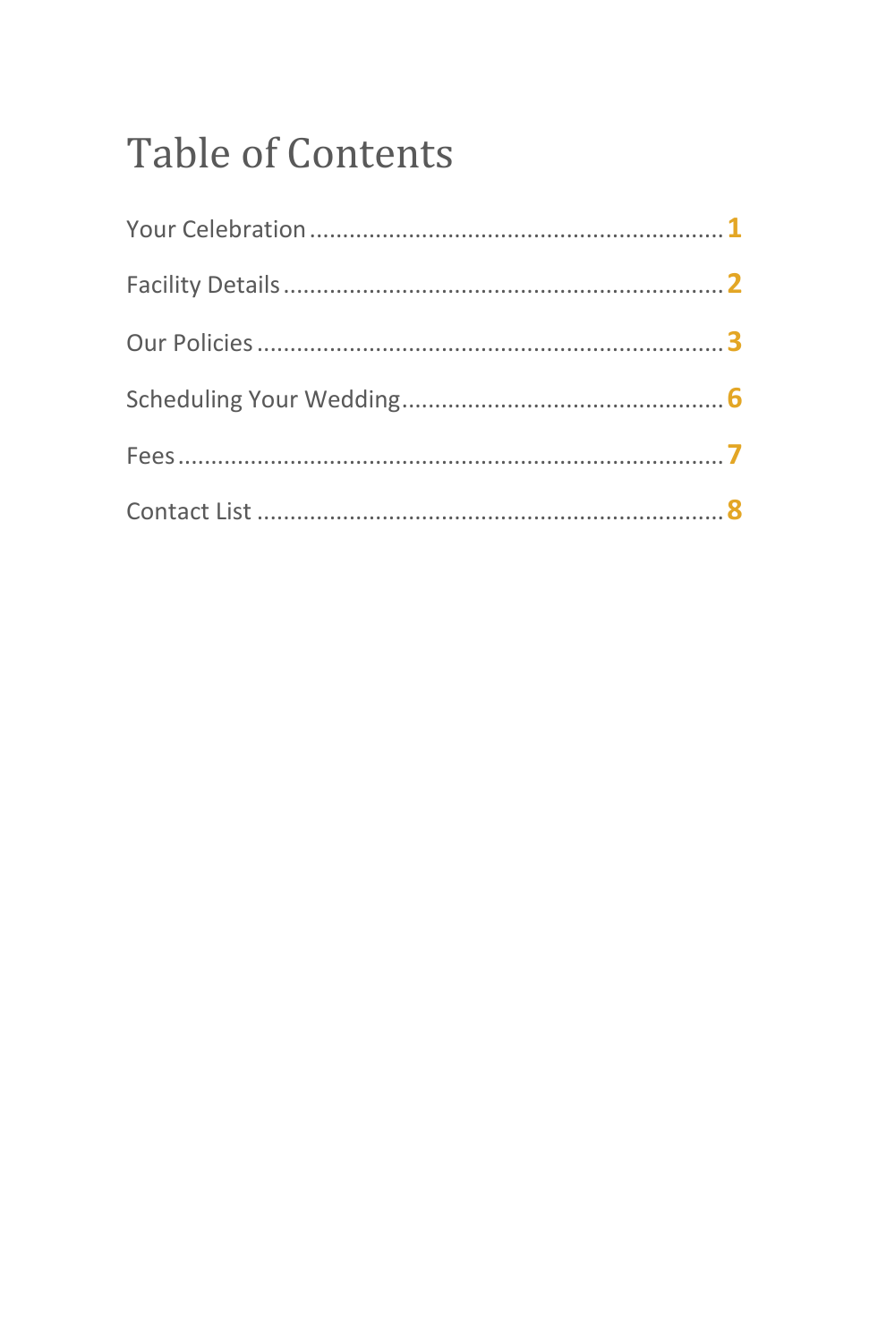# Table of Contents

Your Celebration ............................................................ 1

Facility Details ................................................................ 2

Our Policies .................................................................... 3

Scheduling Your Wedding ............................................... 6

Fees .................................................................................. 7

Contact List ...................................................................... 8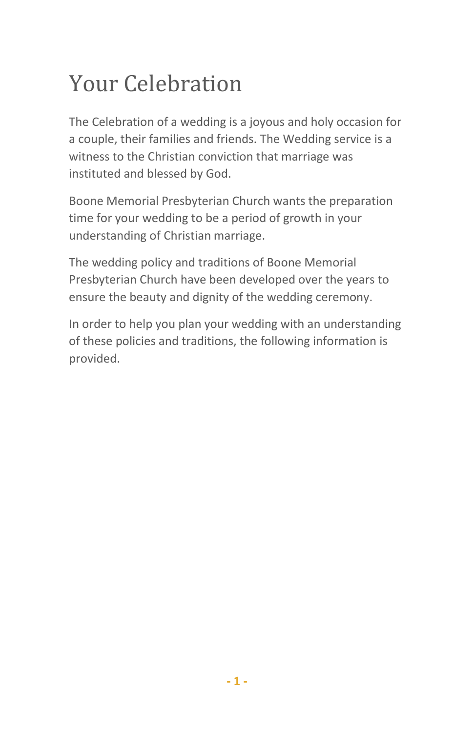# Your Celebration

The Celebration of a wedding is a joyous and holy occasion for a couple, their families and friends. The Wedding service is a witness to the Christian conviction that marriage was instituted and blessed by God.

Boone Memorial Presbyterian Church wants the preparation time for your wedding to be a period of growth in your understanding of Christian marriage.

The wedding policy and traditions of Boone Memorial Presbyterian Church have been developed over the years to ensure the beauty and dignity of the wedding ceremony.

In order to help you plan your wedding with an understanding of these policies and traditions, the following information is provided.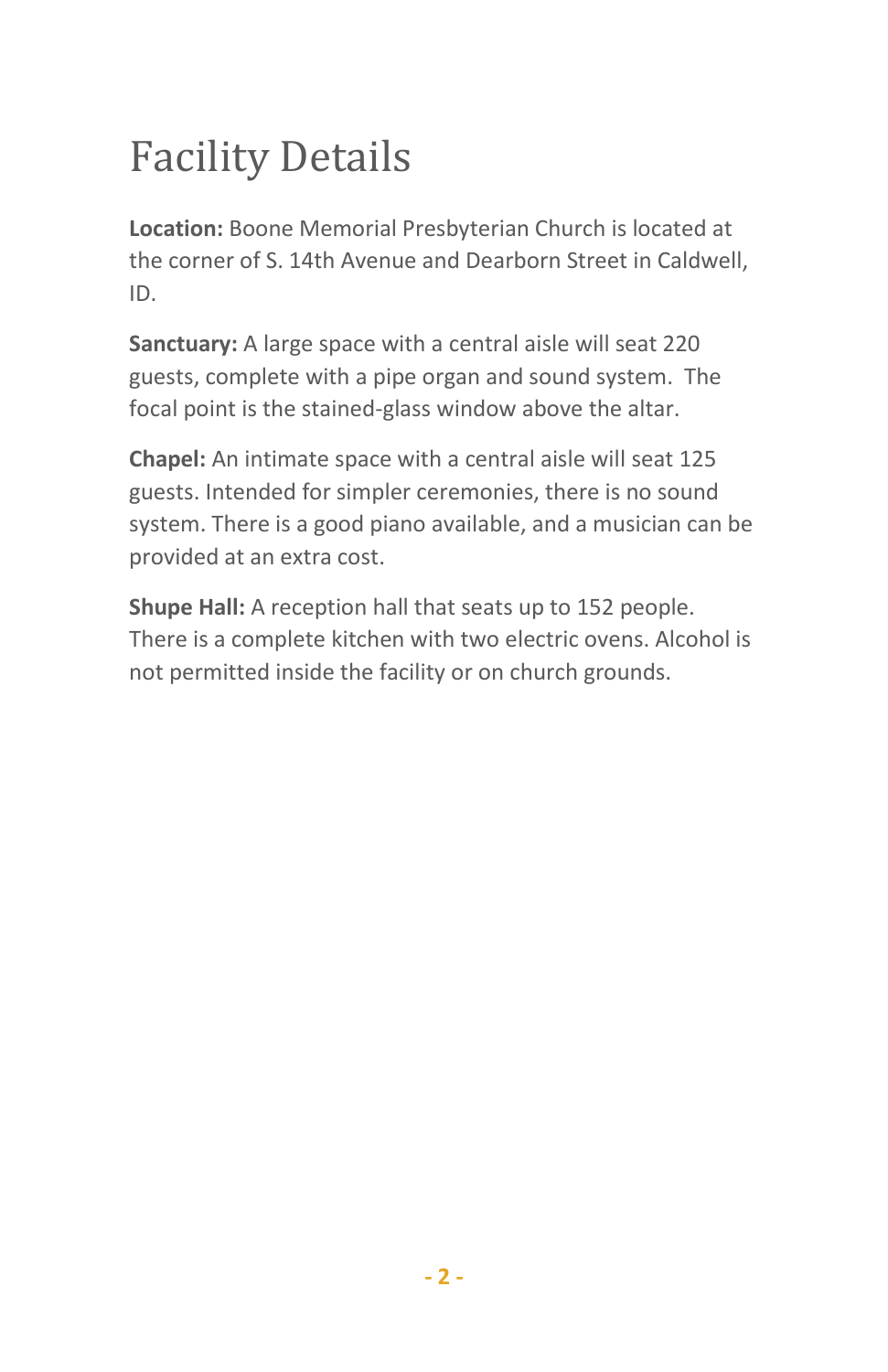# Facility Details

**Location:** Boone Memorial Presbyterian Church is located at the corner of S. 14th Avenue and Dearborn Street in Caldwell, ID.

**Sanctuary:** A large space with a central aisle will seat 220 guests, complete with a pipe organ and sound system. The focal point is the stained-glass window above the altar.

**Chapel:** An intimate space with a central aisle will seat 125 guests. Intended for simpler ceremonies, there is no sound system. There is a good piano available, and a musician can be provided at an extra cost.

**Shupe Hall:** A reception hall that seats up to 152 people. There is a complete kitchen with two electric ovens. Alcohol is not permitted inside the facility or on church grounds.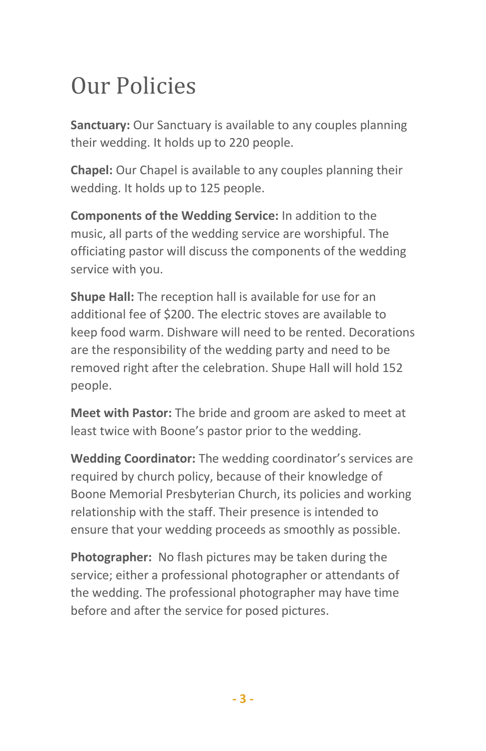# Our Policies

**Sanctuary:** Our Sanctuary is available to any couples planning their wedding. It holds up to 220 people.

**Chapel:** Our Chapel is available to any couples planning their wedding. It holds up to 125 people.

**Components of the Wedding Service:** In addition to the music, all parts of the wedding service are worshipful. The officiating pastor will discuss the components of the wedding service with you.

**Shupe Hall:** The reception hall is available for use for an additional fee of $200. The electric stoves are available to keep food warm. Dishware will need to be rented. Decorations are the responsibility of the wedding party and need to be removed right after the celebration. Shupe Hall will hold 152 people.

**Meet with Pastor:** The bride and groom are asked to meet at least twice with Boone's pastor prior to the wedding.

**Wedding Coordinator:** The wedding coordinator's services are required by church policy, because of their knowledge of Boone Memorial Presbyterian Church, its policies and working relationship with the staff. Their presence is intended to ensure that your wedding proceeds as smoothly as possible.

**Photographer:** No flash pictures may be taken during the service; either a professional photographer or attendants of the wedding. The professional photographer may have time before and after the service for posed pictures.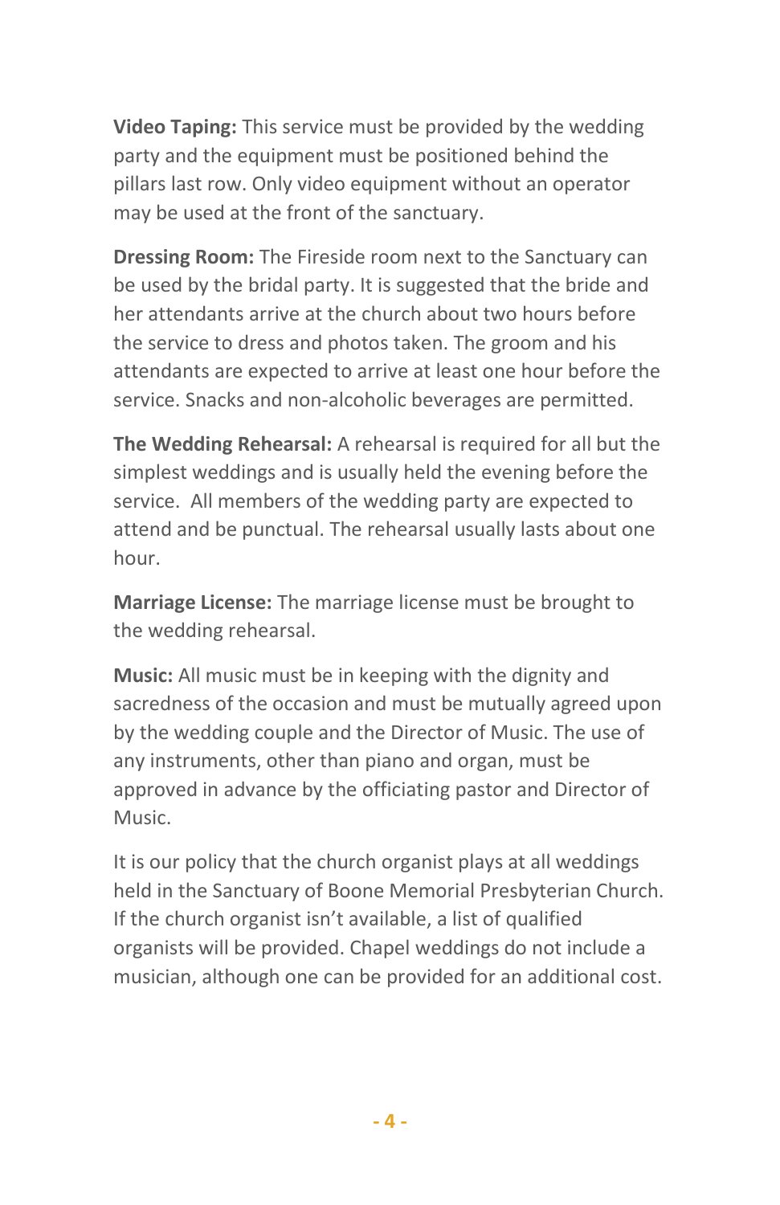**Video Taping:** This service must be provided by the wedding party and the equipment must be positioned behind the pillars last row. Only video equipment without an operator may be used at the front of the sanctuary.

**Dressing Room:** The Fireside room next to the Sanctuary can be used by the bridal party. It is suggested that the bride and her attendants arrive at the church about two hours before the service to dress and photos taken. The groom and his attendants are expected to arrive at least one hour before the service. Snacks and non-alcoholic beverages are permitted.

**The Wedding Rehearsal:** A rehearsal is required for all but the simplest weddings and is usually held the evening before the service.  All members of the wedding party are expected to attend and be punctual. The rehearsal usually lasts about one hour.

**Marriage License:** The marriage license must be brought to the wedding rehearsal.

**Music:** All music must be in keeping with the dignity and sacredness of the occasion and must be mutually agreed upon by the wedding couple and the Director of Music. The use of any instruments, other than piano and organ, must be approved in advance by the officiating pastor and Director of Music.

It is our policy that the church organist plays at all weddings held in the Sanctuary of Boone Memorial Presbyterian Church. If the church organist isn't available, a list of qualified organists will be provided. Chapel weddings do not include a musician, although one can be provided for an additional cost.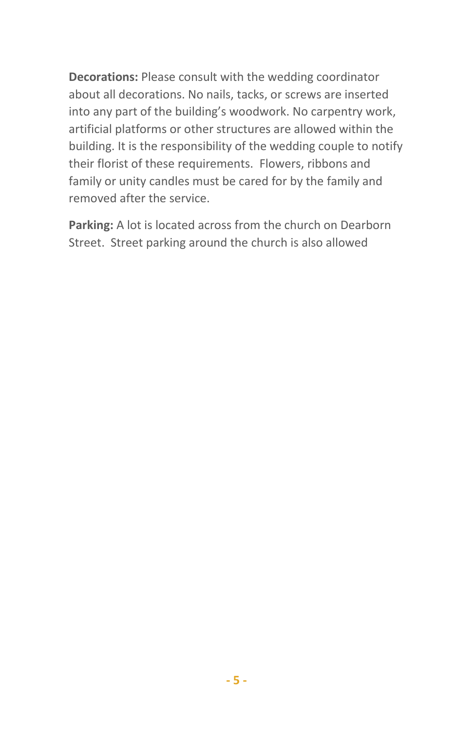**Decorations:** Please consult with the wedding coordinator about all decorations. No nails, tacks, or screws are inserted into any part of the building's woodwork. No carpentry work, artificial platforms or other structures are allowed within the building. It is the responsibility of the wedding couple to notify their florist of these requirements. Flowers, ribbons and family or unity candles must be cared for by the family and removed after the service.

**Parking:** A lot is located across from the church on Dearborn Street. Street parking around the church is also allowed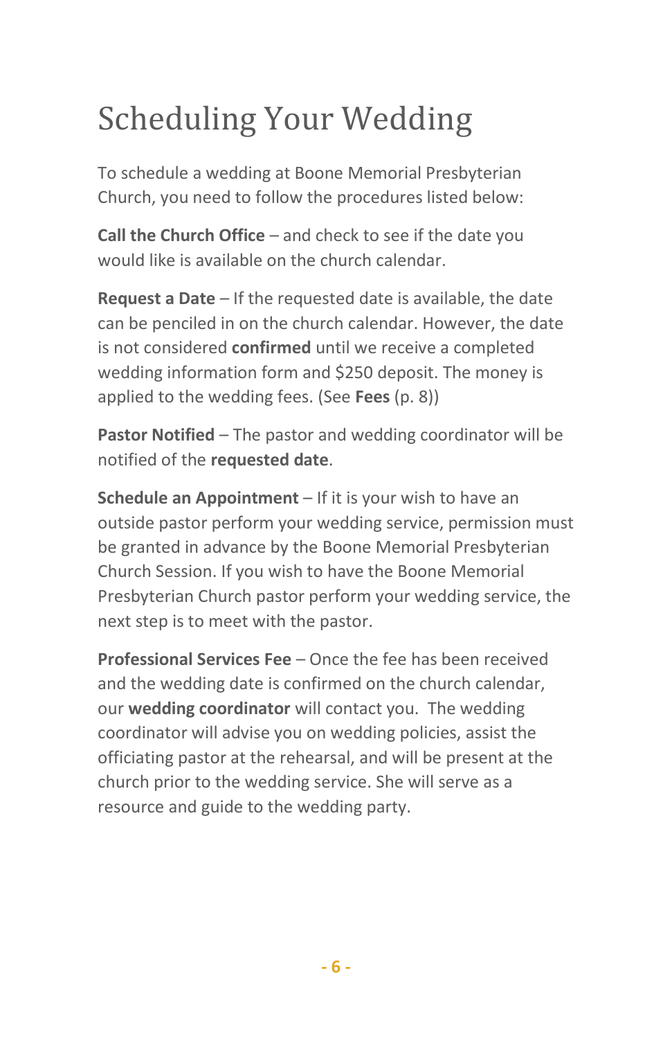# Scheduling Your Wedding

To schedule a wedding at Boone Memorial Presbyterian Church, you need to follow the procedures listed below:

**Call the Church Office** – and check to see if the date you would like is available on the church calendar.

**Request a Date** – If the requested date is available, the date can be penciled in on the church calendar. However, the date is not considered **confirmed** until we receive a completed wedding information form and $250 deposit. The money is applied to the wedding fees. (See **Fees** (p. 8))

**Pastor Notified** – The pastor and wedding coordinator will be notified of the **requested date**.

**Schedule an Appointment** – If it is your wish to have an outside pastor perform your wedding service, permission must be granted in advance by the Boone Memorial Presbyterian Church Session. If you wish to have the Boone Memorial Presbyterian Church pastor perform your wedding service, the next step is to meet with the pastor.

**Professional Services Fee** – Once the fee has been received and the wedding date is confirmed on the church calendar, our **wedding coordinator** will contact you. The wedding coordinator will advise you on wedding policies, assist the officiating pastor at the rehearsal, and will be present at the church prior to the wedding service. She will serve as a resource and guide to the wedding party.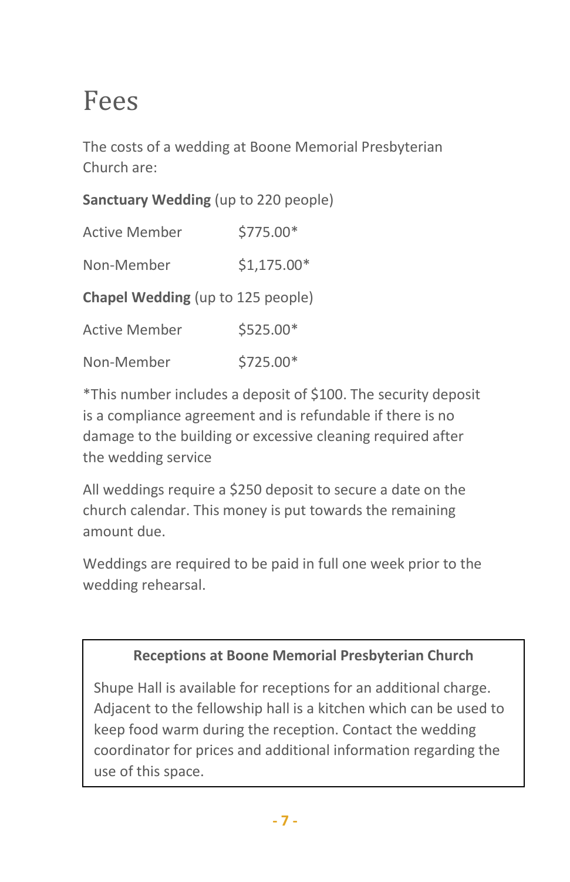# Fees

The costs of a wedding at Boone Memorial Presbyterian Church are:

**Sanctuary Wedding** (up to 220 people)

| | |
|---|---|
| Active Member | $775.00* |
| Non-Member | $1,175.00* |

**Chapel Wedding** (up to 125 people)

| | |
|---|---|
| Active Member | $525.00* |
| Non-Member | $725.00* |

*This number includes a deposit of $100. The security deposit is a compliance agreement and is refundable if there is no damage to the building or excessive cleaning required after the wedding service

All weddings require a $250 deposit to secure a date on the church calendar. This money is put towards the remaining amount due.

Weddings are required to be paid in full one week prior to the wedding rehearsal.

**Receptions at Boone Memorial Presbyterian Church**

Shupe Hall is available for receptions for an additional charge. Adjacent to the fellowship hall is a kitchen which can be used to keep food warm during the reception. Contact the wedding coordinator for prices and additional information regarding the use of this space.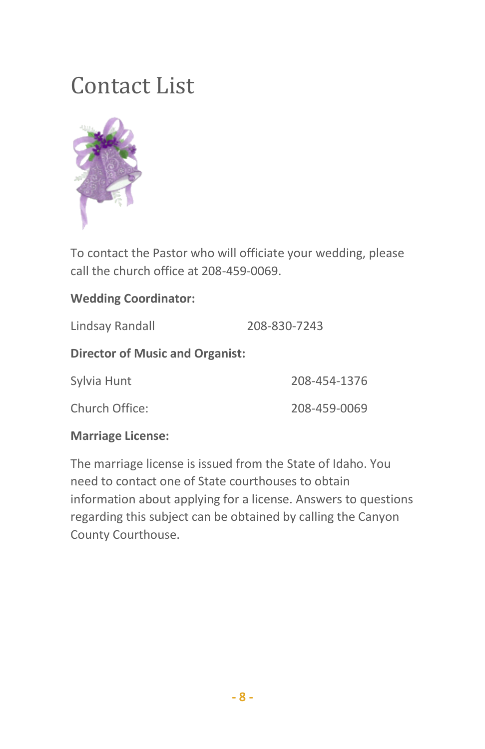# Contact List

To contact the Pastor who will officiate your wedding, please call the church office at 208-459-0069.

**Wedding Coordinator:**

Lindsay Randall 208-830-7243

**Director of Music and Organist:**

Sylvia Hunt 208-454-1376

Church Office: 208-459-0069

**Marriage License:**

The marriage license is issued from the State of Idaho. You need to contact one of State courthouses to obtain information about applying for a license. Answers to questions regarding this subject can be obtained by calling the Canyon County Courthouse.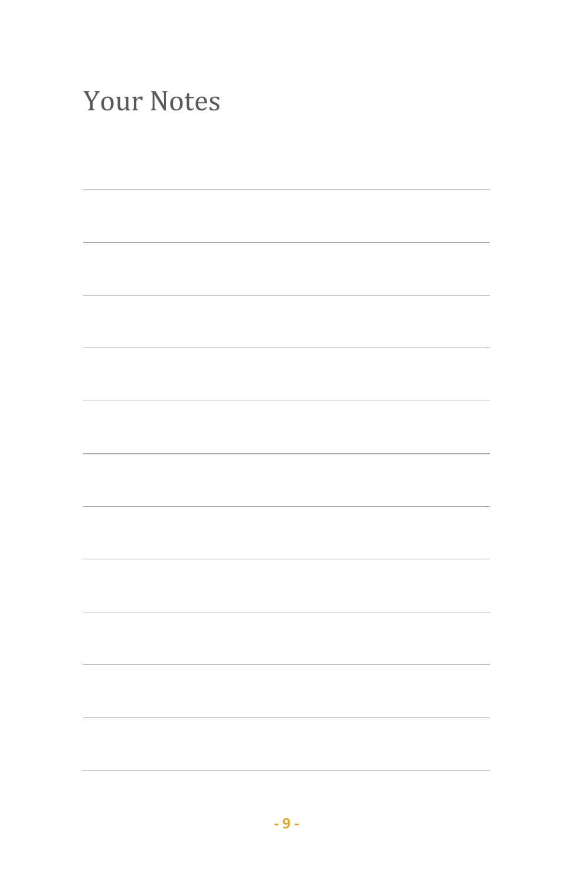# Your Notes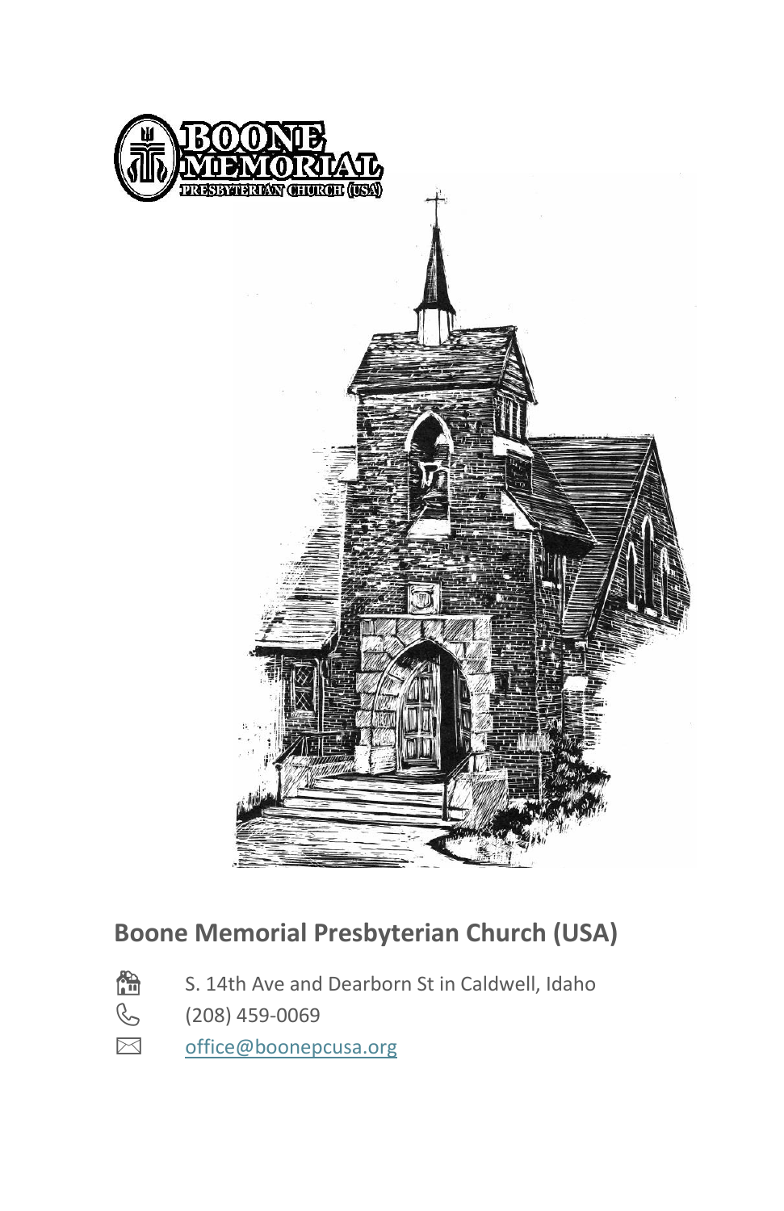BOONE MEMORIAL
PRESBYTERIAN CHURCH (USA)

## Boone Memorial Presbyterian Church (USA)

S. 14th Ave and Dearborn St in Caldwell, Idaho

(208) 459-0069

office@boonepcusa.org